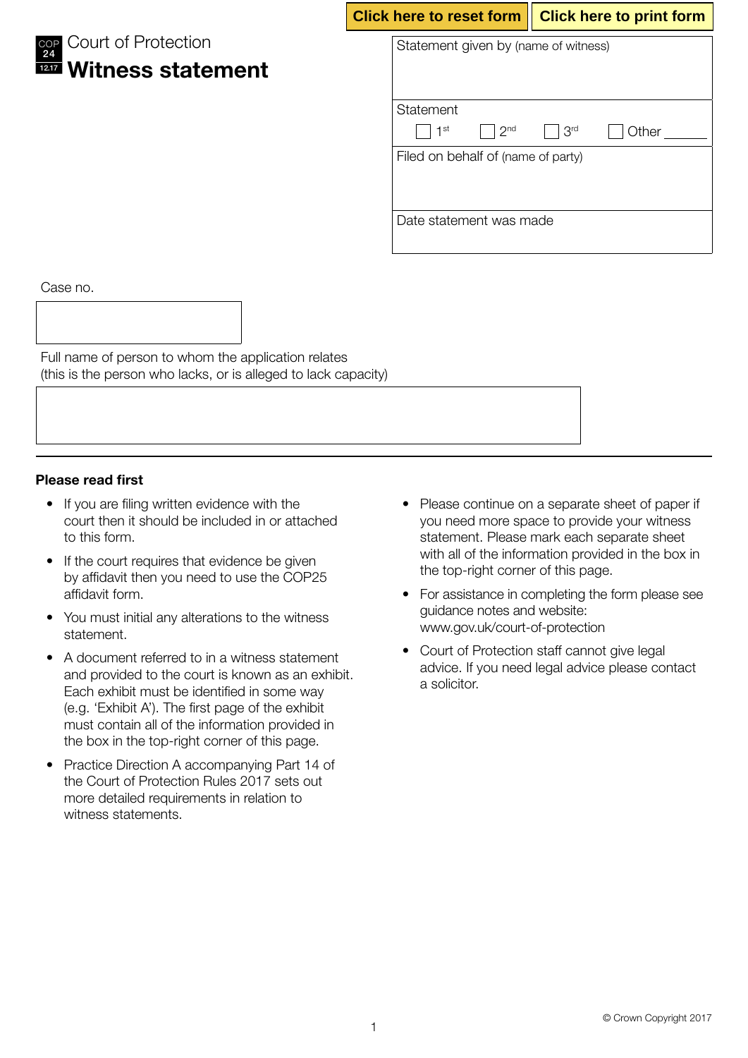Click here to reset form | Click here to print form

COP 24 12.17

Court of Protection

# Witness statement

Statement given by (name of witness)

Statement
☐ 1st ☐ 2nd ☐ 3rd ☐ Other ______

Filed on behalf of (name of party)

Date statement was made

Case no.

Full name of person to whom the application relates
(this is the person who lacks, or is alleged to lack capacity)

---

**Please read first**

- If you are filing written evidence with the court then it should be included in or attached to this form.
- If the court requires that evidence be given by affidavit then you need to use the COP25 affidavit form.
- You must initial any alterations to the witness statement.
- A document referred to in a witness statement and provided to the court is known as an exhibit. Each exhibit must be identified in some way (e.g. 'Exhibit A'). The first page of the exhibit must contain all of the information provided in the box in the top-right corner of this page.
- Practice Direction A accompanying Part 14 of the Court of Protection Rules 2017 sets out more detailed requirements in relation to witness statements.
- Please continue on a separate sheet of paper if you need more space to provide your witness statement. Please mark each separate sheet with all of the information provided in the box in the top-right corner of this page.
- For assistance in completing the form please see guidance notes and website: www.gov.uk/court-of-protection
- Court of Protection staff cannot give legal advice. If you need legal advice please contact a solicitor.

© Crown Copyright 2017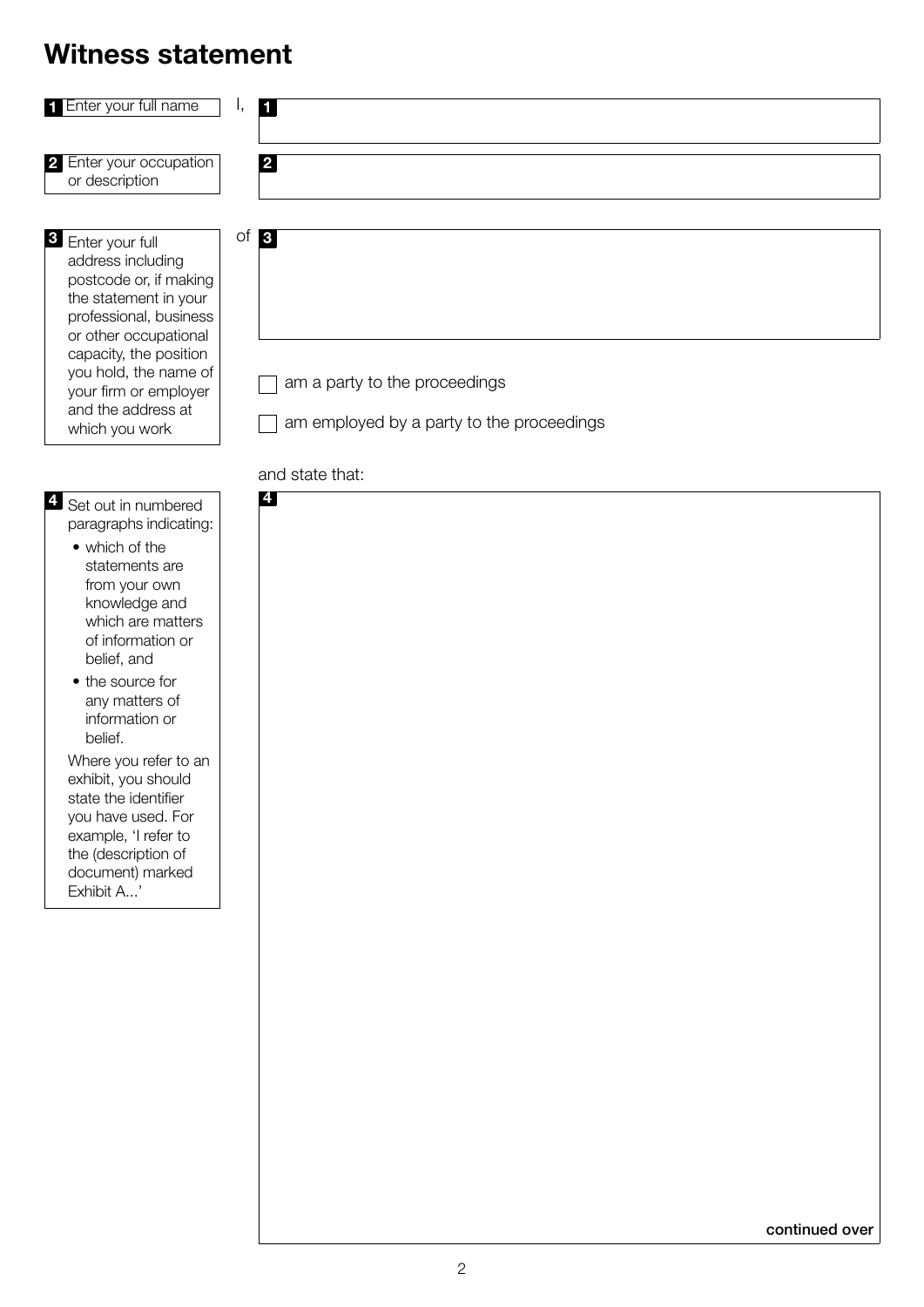# Witness statement

**1** Enter your full name

I, **1**

**2** Enter your occupation or description

**2**

**3** Enter your full address including postcode or, if making the statement in your professional, business or other occupational capacity, the position you hold, the name of your firm or employer and the address at which you work

of **3**

☐ am a party to the proceedings

☐ am employed by a party to the proceedings

and state that:

**4** Set out in numbered paragraphs indicating:

- which of the statements are from your own knowledge and which are matters of information or belief, and
- the source for any matters of information or belief.

Where you refer to an exhibit, you should state the identifier you have used. For example, 'I refer to the (description of document) marked Exhibit A...'

**4**

**continued over**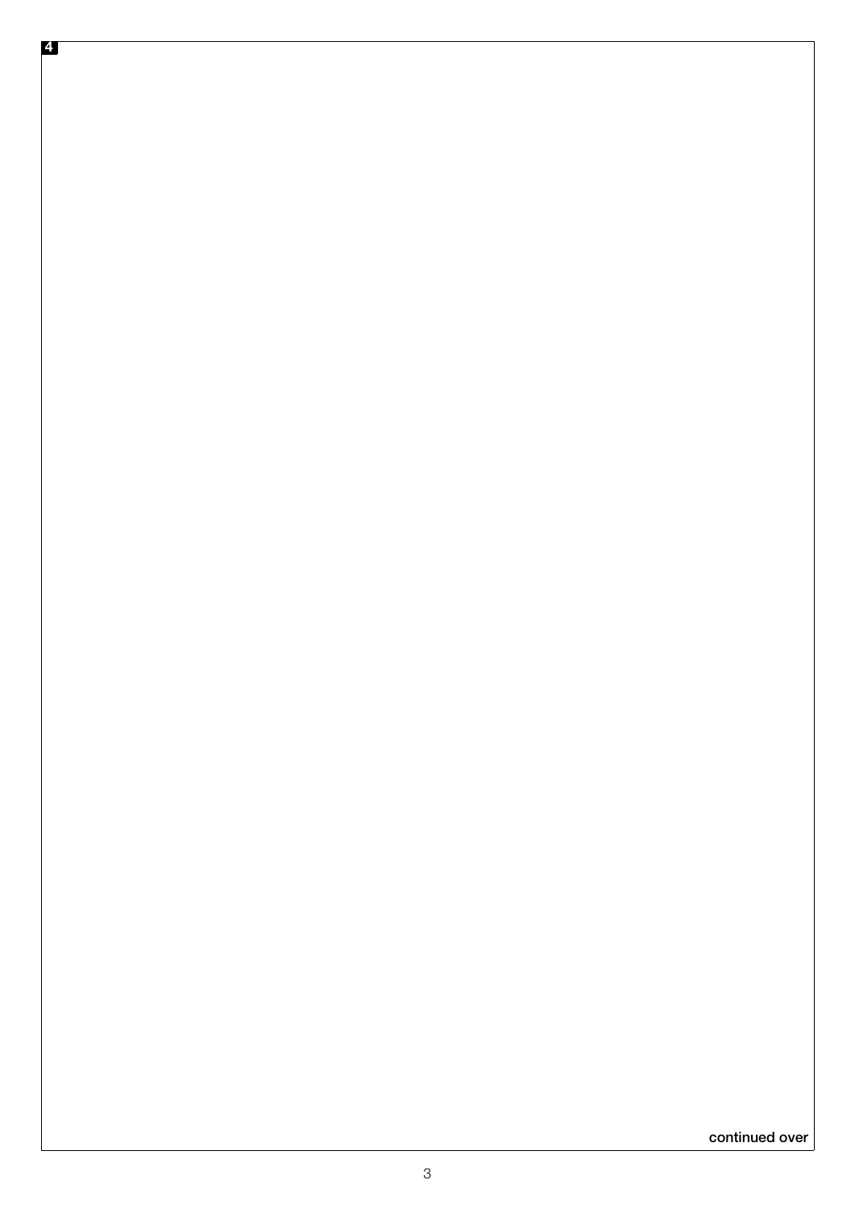**4**

**continued over**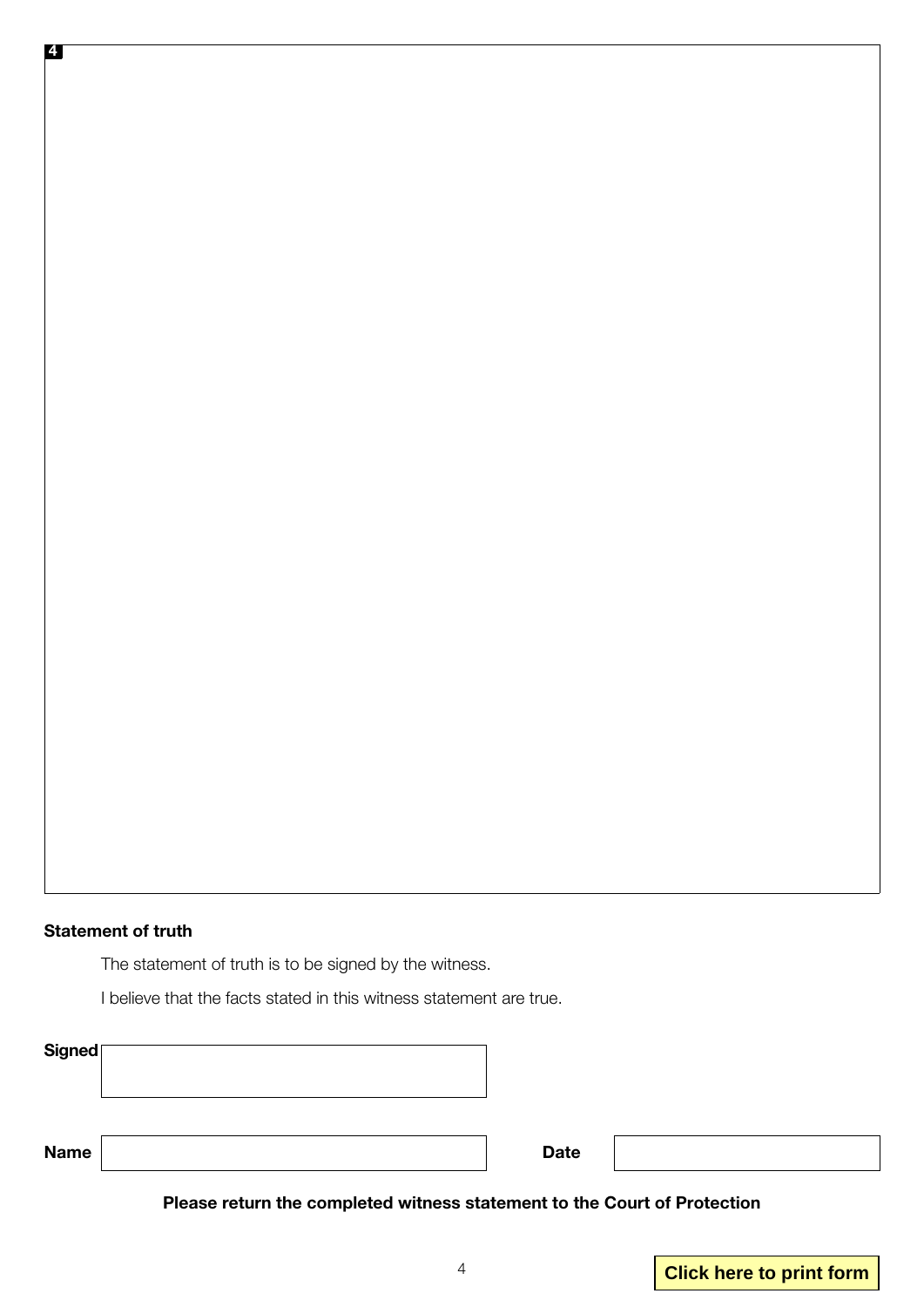**4**

**Statement of truth**

The statement of truth is to be signed by the witness.

I believe that the facts stated in this witness statement are true.

**Signed**

**Name** **Date**

**Please return the completed witness statement to the Court of Protection**

**Click here to print form**